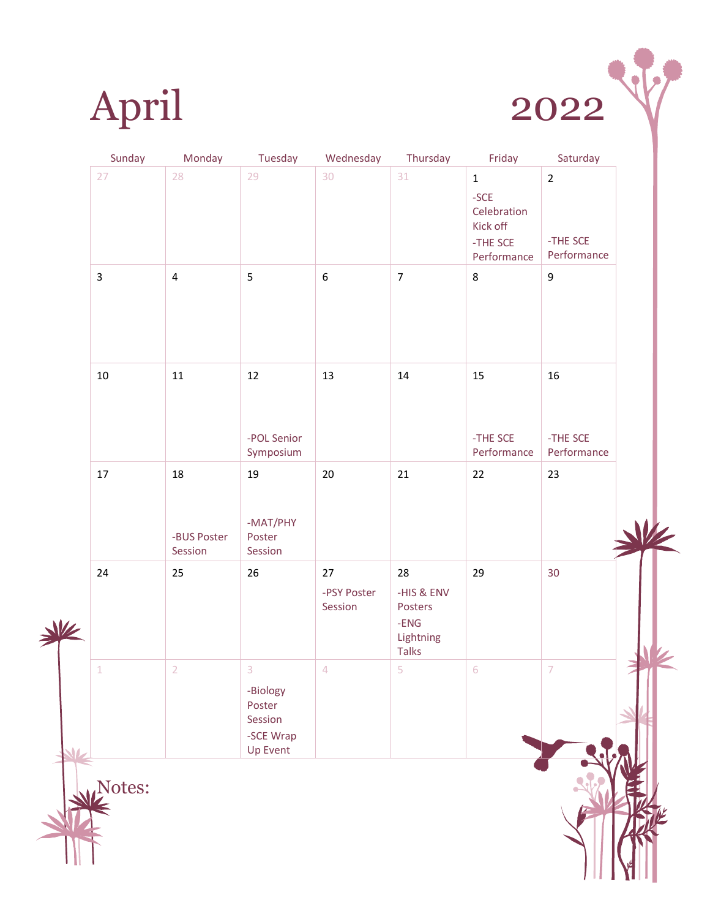# April 2022

| Sunday | Monday | Tuesday | Wednesday | Thursday | Friday | Saturday |
|---|---|---|---|---|---|---|
| 27 | 28 | 29 | 30 | 31 | 1<br>-SCE Celebration Kick off<br>-THE SCE Performance | 2<br>-THE SCE Performance |
| 3 | 4 | 5 | 6 | 7 | 8 | 9 |
| 10 | 11 | 12<br>-POL Senior Symposium | 13 | 14 | 15<br>-THE SCE Performance | 16<br>-THE SCE Performance |
| 17 | 18<br>-BUS Poster Session | 19<br>-MAT/PHY Poster Session | 20 | 21 | 22 | 23 |
| 24 | 25 | 26 | 27<br>-PSY Poster Session | 28<br>-HIS & ENV Posters<br>-ENG Lightning Talks | 29 | 30 |
| 1 | 2 | 3<br>-Biology Poster Session<br>-SCE Wrap Up Event | 4 | 5 | 6 | 7 |

Notes: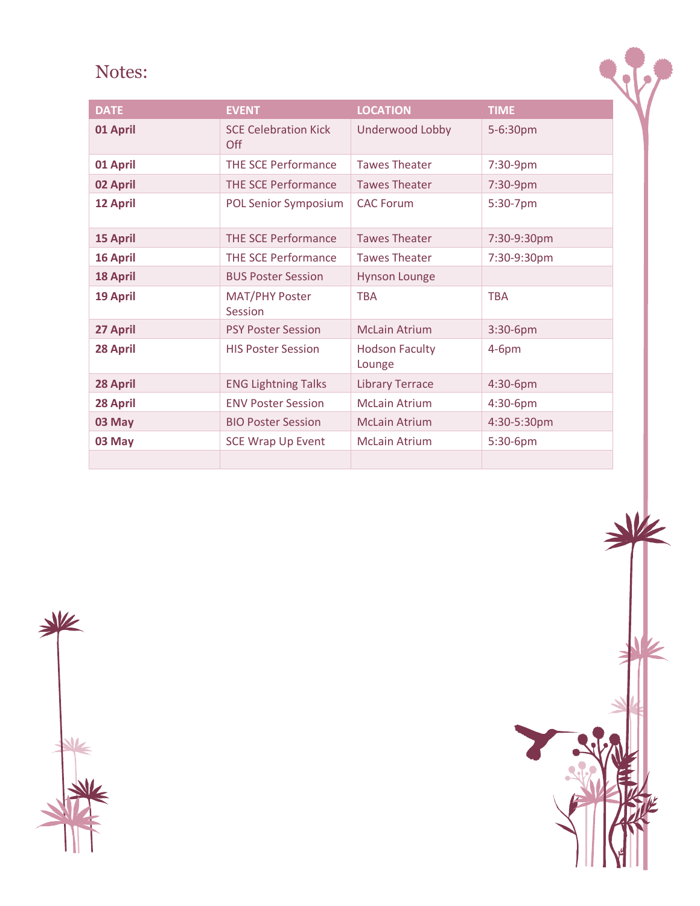Notes:

| DATE | EVENT | LOCATION | TIME |
|---|---|---|---|
| **01 April** | SCE Celebration Kick Off | Underwood Lobby | 5-6:30pm |
| **01 April** | THE SCE Performance | Tawes Theater | 7:30-9pm |
| **02 April** | THE SCE Performance | Tawes Theater | 7:30-9pm |
| **12 April** | POL Senior Symposium | CAC Forum | 5:30-7pm |
| **15 April** | THE SCE Performance | Tawes Theater | 7:30-9:30pm |
| **16 April** | THE SCE Performance | Tawes Theater | 7:30-9:30pm |
| **18 April** | BUS Poster Session | Hynson Lounge | |
| **19 April** | MAT/PHY Poster Session | TBA | TBA |
| **27 April** | PSY Poster Session | McLain Atrium | 3:30-6pm |
| **28 April** | HIS Poster Session | Hodson Faculty Lounge | 4-6pm |
| **28 April** | ENG Lightning Talks | Library Terrace | 4:30-6pm |
| **28 April** | ENV Poster Session | McLain Atrium | 4:30-6pm |
| **03 May** | BIO Poster Session | McLain Atrium | 4:30-5:30pm |
| **03 May** | SCE Wrap Up Event | McLain Atrium | 5:30-6pm |
| | | | |